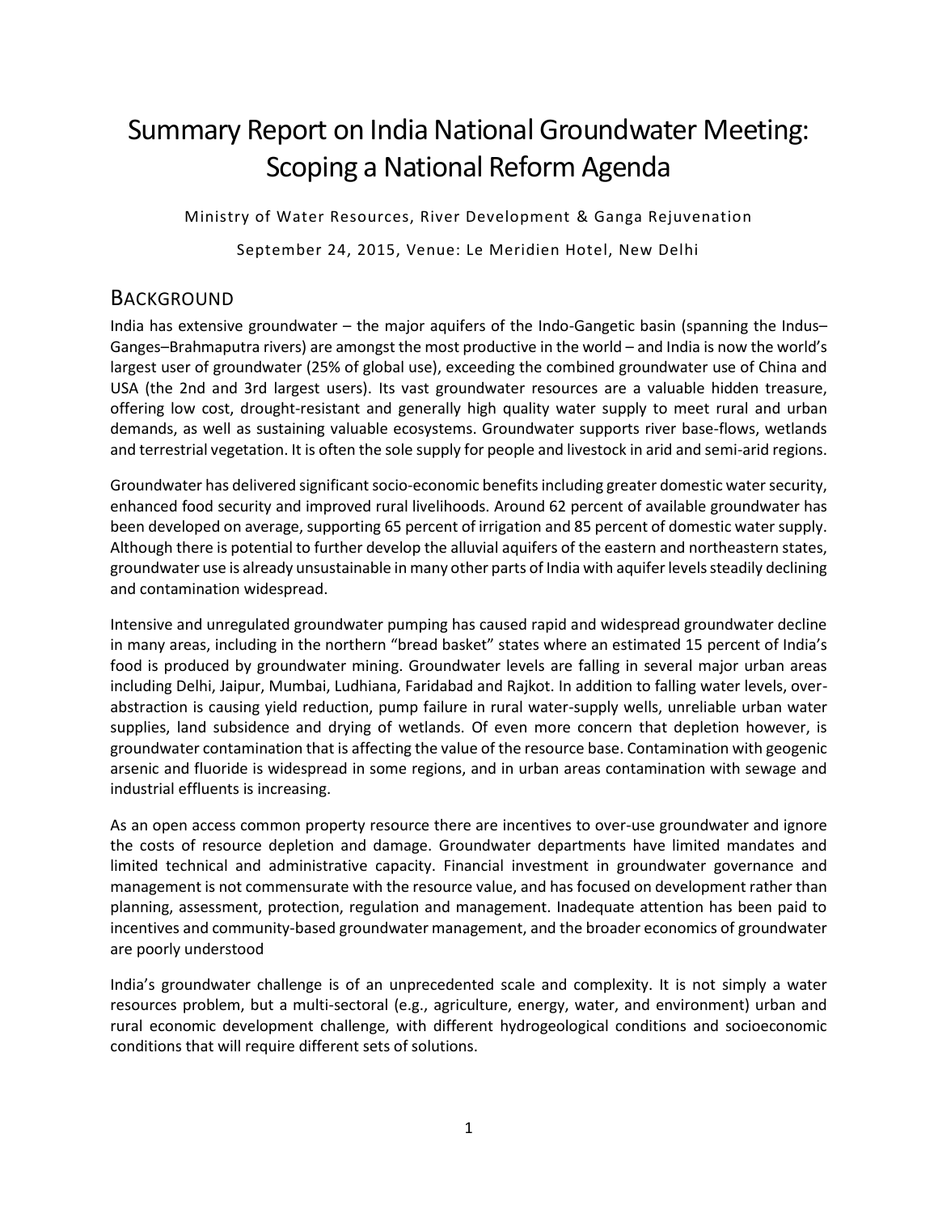# Summary Report on India National Groundwater Meeting: Scoping a National Reform Agenda

Ministry of Water Resources, River Development & Ganga Rejuvenation

September 24, 2015, Venue: Le Meridien Hotel, New Delhi

## Background

India has extensive groundwater – the major aquifers of the Indo-Gangetic basin (spanning the Indus–Ganges–Brahmaputra rivers) are amongst the most productive in the world – and India is now the world's largest user of groundwater (25% of global use), exceeding the combined groundwater use of China and USA (the 2nd and 3rd largest users). Its vast groundwater resources are a valuable hidden treasure, offering low cost, drought-resistant and generally high quality water supply to meet rural and urban demands, as well as sustaining valuable ecosystems. Groundwater supports river base-flows, wetlands and terrestrial vegetation. It is often the sole supply for people and livestock in arid and semi-arid regions.

Groundwater has delivered significant socio-economic benefits including greater domestic water security, enhanced food security and improved rural livelihoods. Around 62 percent of available groundwater has been developed on average, supporting 65 percent of irrigation and 85 percent of domestic water supply. Although there is potential to further develop the alluvial aquifers of the eastern and northeastern states, groundwater use is already unsustainable in many other parts of India with aquifer levels steadily declining and contamination widespread.

Intensive and unregulated groundwater pumping has caused rapid and widespread groundwater decline in many areas, including in the northern "bread basket" states where an estimated 15 percent of India's food is produced by groundwater mining. Groundwater levels are falling in several major urban areas including Delhi, Jaipur, Mumbai, Ludhiana, Faridabad and Rajkot. In addition to falling water levels, over-abstraction is causing yield reduction, pump failure in rural water-supply wells, unreliable urban water supplies, land subsidence and drying of wetlands. Of even more concern that depletion however, is groundwater contamination that is affecting the value of the resource base. Contamination with geogenic arsenic and fluoride is widespread in some regions, and in urban areas contamination with sewage and industrial effluents is increasing.

As an open access common property resource there are incentives to over-use groundwater and ignore the costs of resource depletion and damage. Groundwater departments have limited mandates and limited technical and administrative capacity. Financial investment in groundwater governance and management is not commensurate with the resource value, and has focused on development rather than planning, assessment, protection, regulation and management. Inadequate attention has been paid to incentives and community-based groundwater management, and the broader economics of groundwater are poorly understood

India's groundwater challenge is of an unprecedented scale and complexity. It is not simply a water resources problem, but a multi-sectoral (e.g., agriculture, energy, water, and environment) urban and rural economic development challenge, with different hydrogeological conditions and socioeconomic conditions that will require different sets of solutions.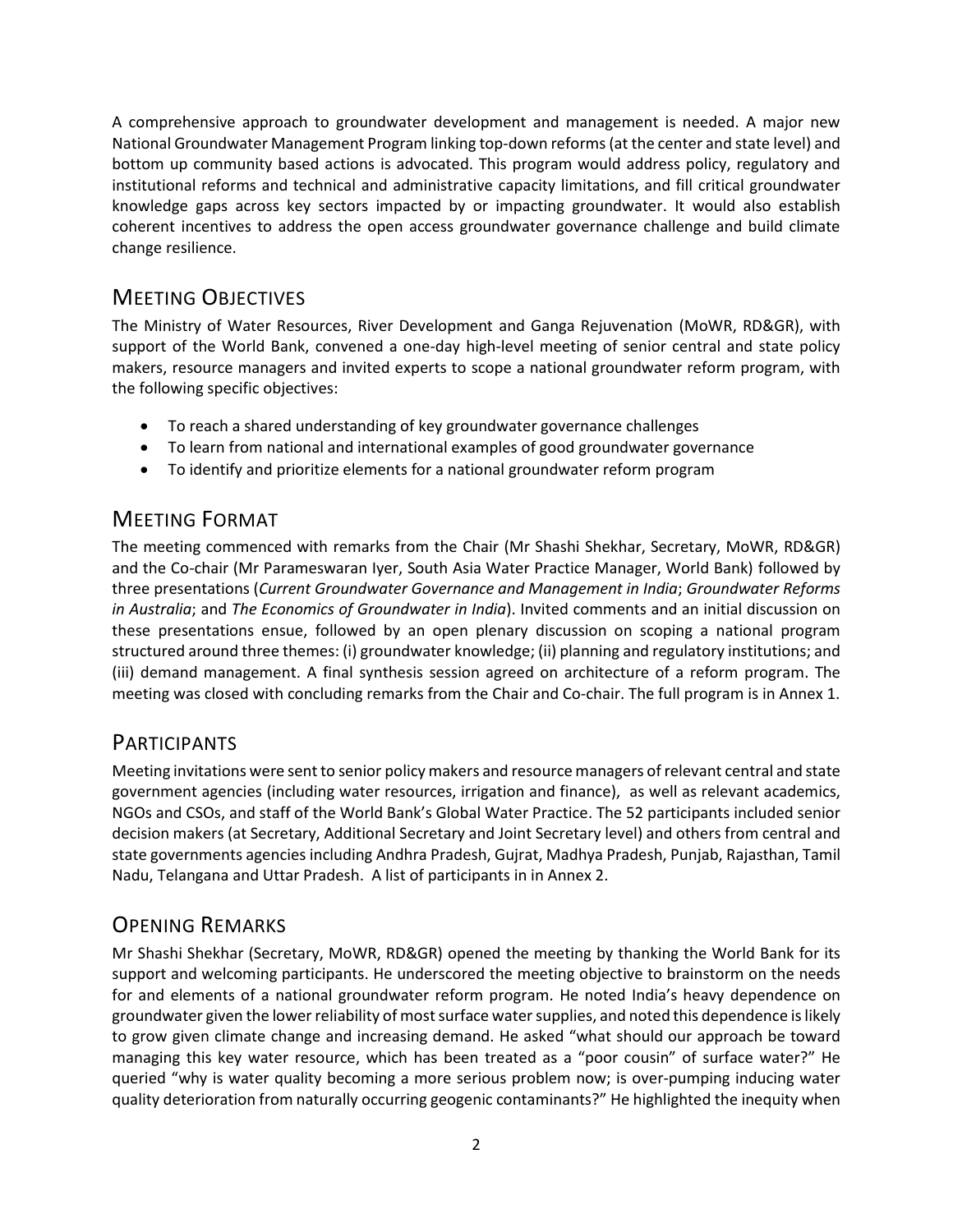A comprehensive approach to groundwater development and management is needed. A major new National Groundwater Management Program linking top-down reforms (at the center and state level) and bottom up community based actions is advocated. This program would address policy, regulatory and institutional reforms and technical and administrative capacity limitations, and fill critical groundwater knowledge gaps across key sectors impacted by or impacting groundwater. It would also establish coherent incentives to address the open access groundwater governance challenge and build climate change resilience.

## Meeting Objectives

The Ministry of Water Resources, River Development and Ganga Rejuvenation (MoWR, RD&GR), with support of the World Bank, convened a one-day high-level meeting of senior central and state policy makers, resource managers and invited experts to scope a national groundwater reform program, with the following specific objectives:

- To reach a shared understanding of key groundwater governance challenges
- To learn from national and international examples of good groundwater governance
- To identify and prioritize elements for a national groundwater reform program

## Meeting Format

The meeting commenced with remarks from the Chair (Mr Shashi Shekhar, Secretary, MoWR, RD&GR) and the Co-chair (Mr Parameswaran Iyer, South Asia Water Practice Manager, World Bank) followed by three presentations (*Current Groundwater Governance and Management in India*; *Groundwater Reforms in Australia*; and *The Economics of Groundwater in India*). Invited comments and an initial discussion on these presentations ensue, followed by an open plenary discussion on scoping a national program structured around three themes: (i) groundwater knowledge; (ii) planning and regulatory institutions; and (iii) demand management. A final synthesis session agreed on architecture of a reform program. The meeting was closed with concluding remarks from the Chair and Co-chair. The full program is in Annex 1.

## Participants

Meeting invitations were sent to senior policy makers and resource managers of relevant central and state government agencies (including water resources, irrigation and finance), as well as relevant academics, NGOs and CSOs, and staff of the World Bank's Global Water Practice. The 52 participants included senior decision makers (at Secretary, Additional Secretary and Joint Secretary level) and others from central and state governments agencies including Andhra Pradesh, Gujrat, Madhya Pradesh, Punjab, Rajasthan, Tamil Nadu, Telangana and Uttar Pradesh. A list of participants in in Annex 2.

## Opening Remarks

Mr Shashi Shekhar (Secretary, MoWR, RD&GR) opened the meeting by thanking the World Bank for its support and welcoming participants. He underscored the meeting objective to brainstorm on the needs for and elements of a national groundwater reform program. He noted India's heavy dependence on groundwater given the lower reliability of most surface water supplies, and noted this dependence is likely to grow given climate change and increasing demand. He asked "what should our approach be toward managing this key water resource, which has been treated as a "poor cousin" of surface water?" He queried "why is water quality becoming a more serious problem now; is over-pumping inducing water quality deterioration from naturally occurring geogenic contaminants?" He highlighted the inequity when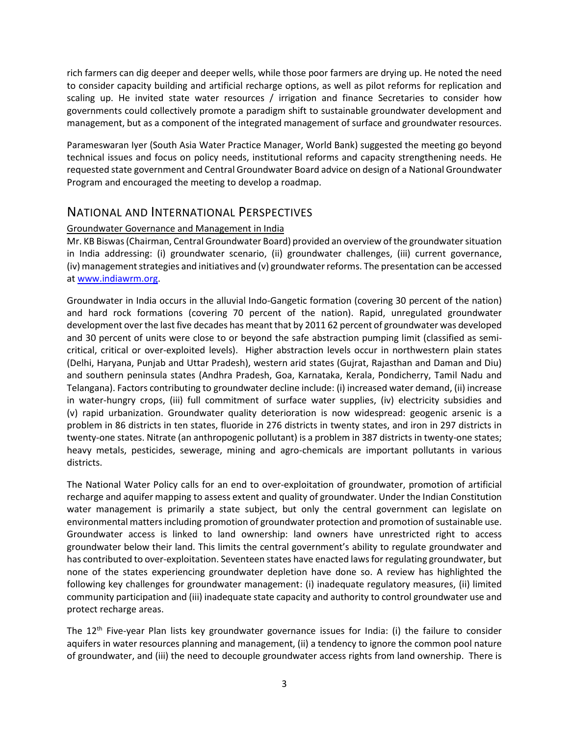rich farmers can dig deeper and deeper wells, while those poor farmers are drying up. He noted the need to consider capacity building and artificial recharge options, as well as pilot reforms for replication and scaling up. He invited state water resources / irrigation and finance Secretaries to consider how governments could collectively promote a paradigm shift to sustainable groundwater development and management, but as a component of the integrated management of surface and groundwater resources.

Parameswaran Iyer (South Asia Water Practice Manager, World Bank) suggested the meeting go beyond technical issues and focus on policy needs, institutional reforms and capacity strengthening needs. He requested state government and Central Groundwater Board advice on design of a National Groundwater Program and encouraged the meeting to develop a roadmap.

## National and International Perspectives

### Groundwater Governance and Management in India

Mr. KB Biswas (Chairman, Central Groundwater Board) provided an overview of the groundwater situation in India addressing: (i) groundwater scenario, (ii) groundwater challenges, (iii) current governance, (iv) management strategies and initiatives and (v) groundwater reforms. The presentation can be accessed at [www.indiawrm.org](www.indiawrm.org).

Groundwater in India occurs in the alluvial Indo-Gangetic formation (covering 30 percent of the nation) and hard rock formations (covering 70 percent of the nation). Rapid, unregulated groundwater development over the last five decades has meant that by 2011 62 percent of groundwater was developed and 30 percent of units were close to or beyond the safe abstraction pumping limit (classified as semi-critical, critical or over-exploited levels). Higher abstraction levels occur in northwestern plain states (Delhi, Haryana, Punjab and Uttar Pradesh), western arid states (Gujrat, Rajasthan and Daman and Diu) and southern peninsula states (Andhra Pradesh, Goa, Karnataka, Kerala, Pondicherry, Tamil Nadu and Telangana). Factors contributing to groundwater decline include: (i) increased water demand, (ii) increase in water-hungry crops, (iii) full commitment of surface water supplies, (iv) electricity subsidies and (v) rapid urbanization. Groundwater quality deterioration is now widespread: geogenic arsenic is a problem in 86 districts in ten states, fluoride in 276 districts in twenty states, and iron in 297 districts in twenty-one states. Nitrate (an anthropogenic pollutant) is a problem in 387 districts in twenty-one states; heavy metals, pesticides, sewerage, mining and agro-chemicals are important pollutants in various districts.

The National Water Policy calls for an end to over-exploitation of groundwater, promotion of artificial recharge and aquifer mapping to assess extent and quality of groundwater. Under the Indian Constitution water management is primarily a state subject, but only the central government can legislate on environmental matters including promotion of groundwater protection and promotion of sustainable use. Groundwater access is linked to land ownership: land owners have unrestricted right to access groundwater below their land. This limits the central government's ability to regulate groundwater and has contributed to over-exploitation. Seventeen states have enacted laws for regulating groundwater, but none of the states experiencing groundwater depletion have done so. A review has highlighted the following key challenges for groundwater management: (i) inadequate regulatory measures, (ii) limited community participation and (iii) inadequate state capacity and authority to control groundwater use and protect recharge areas.

The 12th Five-year Plan lists key groundwater governance issues for India: (i) the failure to consider aquifers in water resources planning and management, (ii) a tendency to ignore the common pool nature of groundwater, and (iii) the need to decouple groundwater access rights from land ownership. There is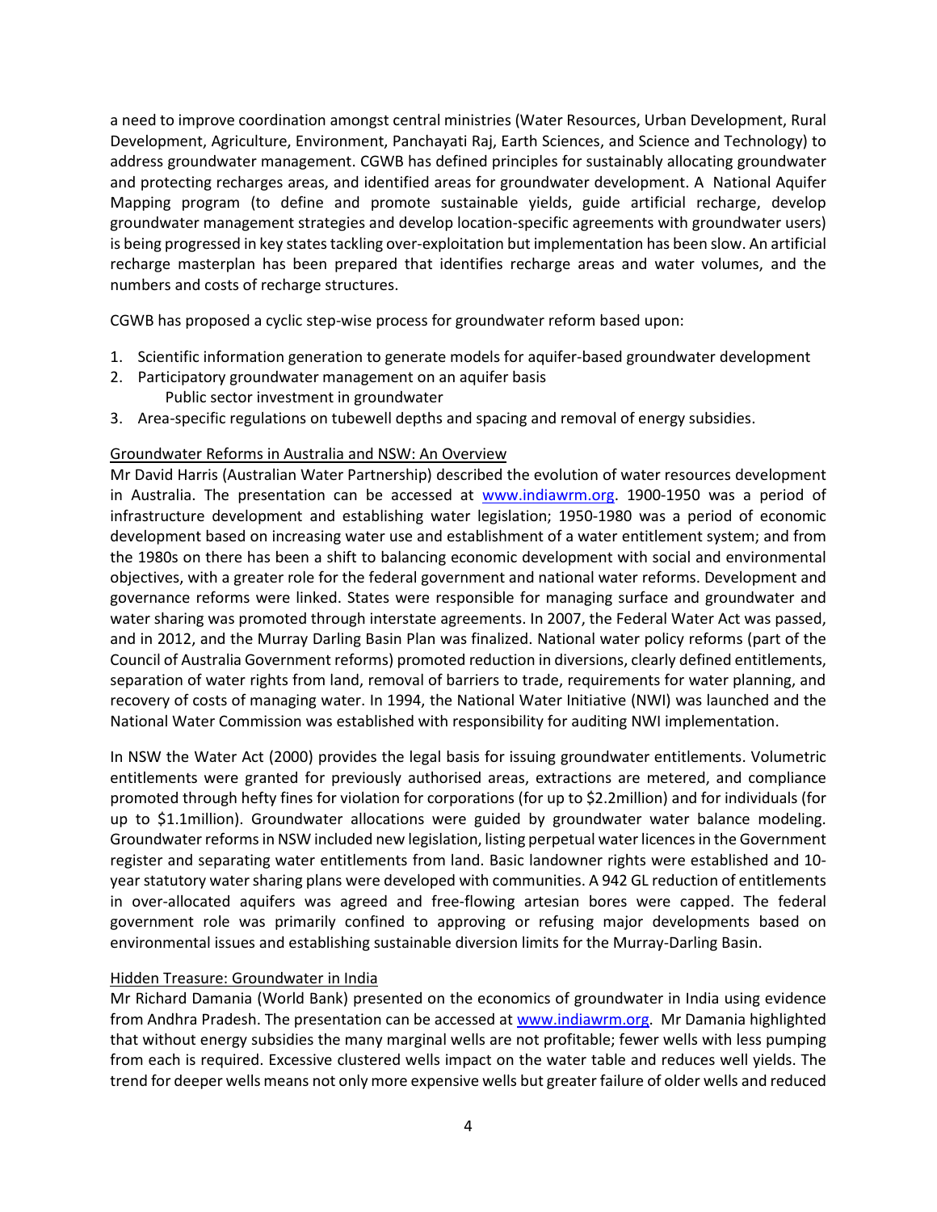a need to improve coordination amongst central ministries (Water Resources, Urban Development, Rural Development, Agriculture, Environment, Panchayati Raj, Earth Sciences, and Science and Technology) to address groundwater management. CGWB has defined principles for sustainably allocating groundwater and protecting recharges areas, and identified areas for groundwater development. A National Aquifer Mapping program (to define and promote sustainable yields, guide artificial recharge, develop groundwater management strategies and develop location-specific agreements with groundwater users) is being progressed in key states tackling over-exploitation but implementation has been slow. An artificial recharge masterplan has been prepared that identifies recharge areas and water volumes, and the numbers and costs of recharge structures.

CGWB has proposed a cyclic step-wise process for groundwater reform based upon:

1. Scientific information generation to generate models for aquifer-based groundwater development
2. Participatory groundwater management on an aquifer basis
   Public sector investment in groundwater
3. Area-specific regulations on tubewell depths and spacing and removal of energy subsidies.

Groundwater Reforms in Australia and NSW: An Overview

Mr David Harris (Australian Water Partnership) described the evolution of water resources development in Australia. The presentation can be accessed at www.indiawrm.org. 1900-1950 was a period of infrastructure development and establishing water legislation; 1950-1980 was a period of economic development based on increasing water use and establishment of a water entitlement system; and from the 1980s on there has been a shift to balancing economic development with social and environmental objectives, with a greater role for the federal government and national water reforms. Development and governance reforms were linked. States were responsible for managing surface and groundwater and water sharing was promoted through interstate agreements. In 2007, the Federal Water Act was passed, and in 2012, and the Murray Darling Basin Plan was finalized. National water policy reforms (part of the Council of Australia Government reforms) promoted reduction in diversions, clearly defined entitlements, separation of water rights from land, removal of barriers to trade, requirements for water planning, and recovery of costs of managing water. In 1994, the National Water Initiative (NWI) was launched and the National Water Commission was established with responsibility for auditing NWI implementation.

In NSW the Water Act (2000) provides the legal basis for issuing groundwater entitlements. Volumetric entitlements were granted for previously authorised areas, extractions are metered, and compliance promoted through hefty fines for violation for corporations (for up to $2.2million) and for individuals (for up to $1.1million). Groundwater allocations were guided by groundwater water balance modeling. Groundwater reforms in NSW included new legislation, listing perpetual water licences in the Government register and separating water entitlements from land. Basic landowner rights were established and 10-year statutory water sharing plans were developed with communities. A 942 GL reduction of entitlements in over-allocated aquifers was agreed and free-flowing artesian bores were capped. The federal government role was primarily confined to approving or refusing major developments based on environmental issues and establishing sustainable diversion limits for the Murray-Darling Basin.

Hidden Treasure: Groundwater in India

Mr Richard Damania (World Bank) presented on the economics of groundwater in India using evidence from Andhra Pradesh. The presentation can be accessed at www.indiawrm.org. Mr Damania highlighted that without energy subsidies the many marginal wells are not profitable; fewer wells with less pumping from each is required. Excessive clustered wells impact on the water table and reduces well yields. The trend for deeper wells means not only more expensive wells but greater failure of older wells and reduced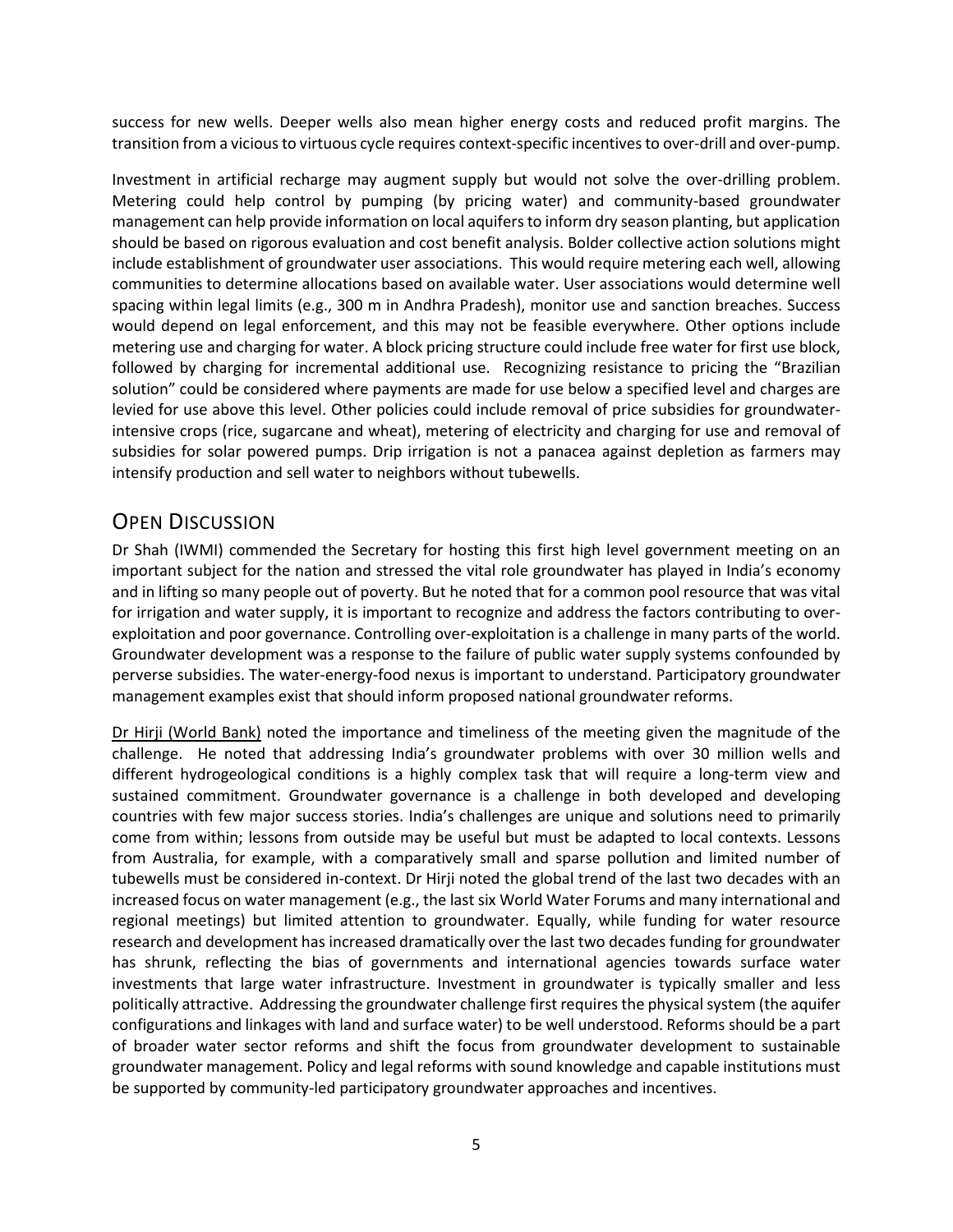success for new wells. Deeper wells also mean higher energy costs and reduced profit margins. The transition from a vicious to virtuous cycle requires context-specific incentives to over-drill and over-pump.

Investment in artificial recharge may augment supply but would not solve the over-drilling problem. Metering could help control by pumping (by pricing water) and community-based groundwater management can help provide information on local aquifers to inform dry season planting, but application should be based on rigorous evaluation and cost benefit analysis. Bolder collective action solutions might include establishment of groundwater user associations. This would require metering each well, allowing communities to determine allocations based on available water. User associations would determine well spacing within legal limits (e.g., 300 m in Andhra Pradesh), monitor use and sanction breaches. Success would depend on legal enforcement, and this may not be feasible everywhere. Other options include metering use and charging for water. A block pricing structure could include free water for first use block, followed by charging for incremental additional use. Recognizing resistance to pricing the "Brazilian solution" could be considered where payments are made for use below a specified level and charges are levied for use above this level. Other policies could include removal of price subsidies for groundwater-intensive crops (rice, sugarcane and wheat), metering of electricity and charging for use and removal of subsidies for solar powered pumps. Drip irrigation is not a panacea against depletion as farmers may intensify production and sell water to neighbors without tubewells.

## Open Discussion

Dr Shah (IWMI) commended the Secretary for hosting this first high level government meeting on an important subject for the nation and stressed the vital role groundwater has played in India's economy and in lifting so many people out of poverty. But he noted that for a common pool resource that was vital for irrigation and water supply, it is important to recognize and address the factors contributing to over-exploitation and poor governance. Controlling over-exploitation is a challenge in many parts of the world. Groundwater development was a response to the failure of public water supply systems confounded by perverse subsidies. The water-energy-food nexus is important to understand. Participatory groundwater management examples exist that should inform proposed national groundwater reforms.

Dr Hirji (World Bank) noted the importance and timeliness of the meeting given the magnitude of the challenge. He noted that addressing India's groundwater problems with over 30 million wells and different hydrogeological conditions is a highly complex task that will require a long-term view and sustained commitment. Groundwater governance is a challenge in both developed and developing countries with few major success stories. India's challenges are unique and solutions need to primarily come from within; lessons from outside may be useful but must be adapted to local contexts. Lessons from Australia, for example, with a comparatively small and sparse pollution and limited number of tubewells must be considered in-context. Dr Hirji noted the global trend of the last two decades with an increased focus on water management (e.g., the last six World Water Forums and many international and regional meetings) but limited attention to groundwater. Equally, while funding for water resource research and development has increased dramatically over the last two decades funding for groundwater has shrunk, reflecting the bias of governments and international agencies towards surface water investments that large water infrastructure. Investment in groundwater is typically smaller and less politically attractive. Addressing the groundwater challenge first requires the physical system (the aquifer configurations and linkages with land and surface water) to be well understood. Reforms should be a part of broader water sector reforms and shift the focus from groundwater development to sustainable groundwater management. Policy and legal reforms with sound knowledge and capable institutions must be supported by community-led participatory groundwater approaches and incentives.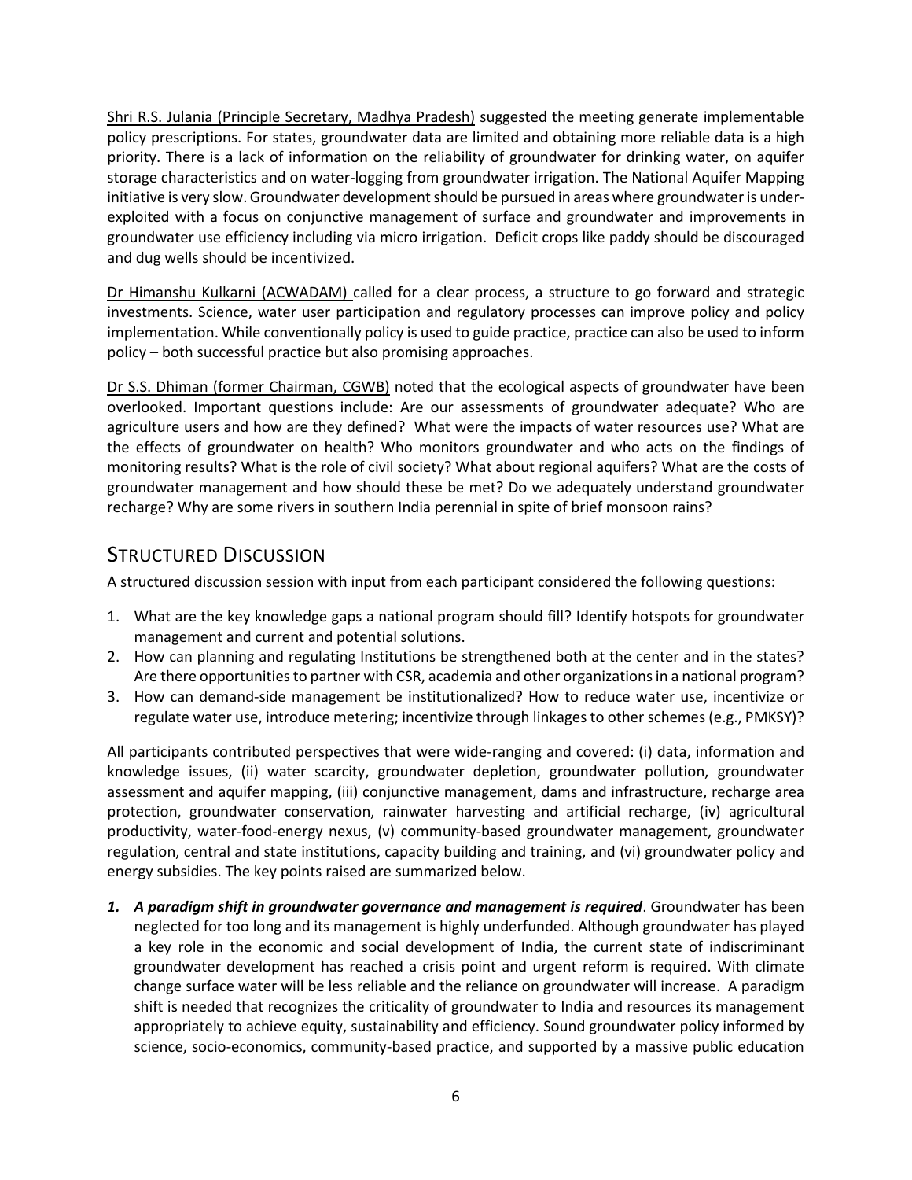Shri R.S. Julania (Principle Secretary, Madhya Pradesh) suggested the meeting generate implementable policy prescriptions. For states, groundwater data are limited and obtaining more reliable data is a high priority. There is a lack of information on the reliability of groundwater for drinking water, on aquifer storage characteristics and on water-logging from groundwater irrigation. The National Aquifer Mapping initiative is very slow. Groundwater development should be pursued in areas where groundwater is under-exploited with a focus on conjunctive management of surface and groundwater and improvements in groundwater use efficiency including via micro irrigation. Deficit crops like paddy should be discouraged and dug wells should be incentivized.

Dr Himanshu Kulkarni (ACWADAM) called for a clear process, a structure to go forward and strategic investments. Science, water user participation and regulatory processes can improve policy and policy implementation. While conventionally policy is used to guide practice, practice can also be used to inform policy – both successful practice but also promising approaches.

Dr S.S. Dhiman (former Chairman, CGWB) noted that the ecological aspects of groundwater have been overlooked. Important questions include: Are our assessments of groundwater adequate? Who are agriculture users and how are they defined? What were the impacts of water resources use? What are the effects of groundwater on health? Who monitors groundwater and who acts on the findings of monitoring results? What is the role of civil society? What about regional aquifers? What are the costs of groundwater management and how should these be met? Do we adequately understand groundwater recharge? Why are some rivers in southern India perennial in spite of brief monsoon rains?

## Structured Discussion

A structured discussion session with input from each participant considered the following questions:

1. What are the key knowledge gaps a national program should fill? Identify hotspots for groundwater management and current and potential solutions.
2. How can planning and regulating Institutions be strengthened both at the center and in the states? Are there opportunities to partner with CSR, academia and other organizations in a national program?
3. How can demand-side management be institutionalized? How to reduce water use, incentivize or regulate water use, introduce metering; incentivize through linkages to other schemes (e.g., PMKSY)?

All participants contributed perspectives that were wide-ranging and covered: (i) data, information and knowledge issues, (ii) water scarcity, groundwater depletion, groundwater pollution, groundwater assessment and aquifer mapping, (iii) conjunctive management, dams and infrastructure, recharge area protection, groundwater conservation, rainwater harvesting and artificial recharge, (iv) agricultural productivity, water-food-energy nexus, (v) community-based groundwater management, groundwater regulation, central and state institutions, capacity building and training, and (vi) groundwater policy and energy subsidies. The key points raised are summarized below.

1. ***A paradigm shift in groundwater governance and management is required***. Groundwater has been neglected for too long and its management is highly underfunded. Although groundwater has played a key role in the economic and social development of India, the current state of indiscriminant groundwater development has reached a crisis point and urgent reform is required. With climate change surface water will be less reliable and the reliance on groundwater will increase. A paradigm shift is needed that recognizes the criticality of groundwater to India and resources its management appropriately to achieve equity, sustainability and efficiency. Sound groundwater policy informed by science, socio-economics, community-based practice, and supported by a massive public education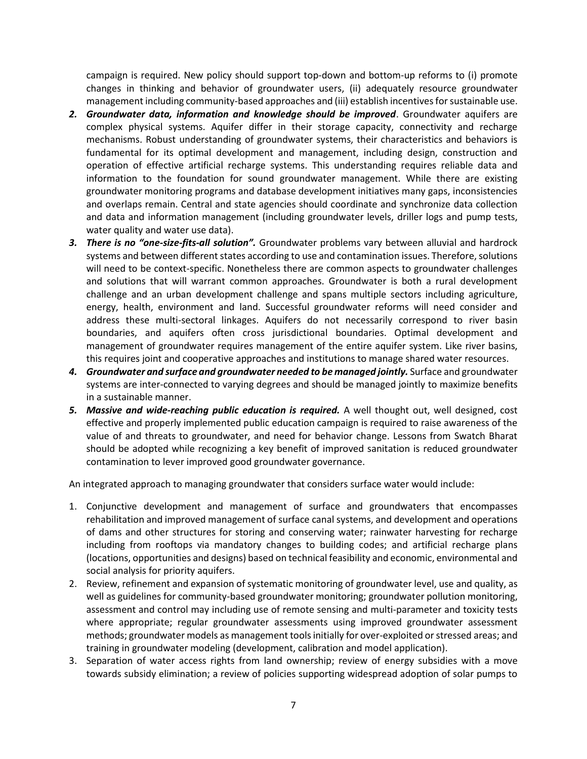campaign is required. New policy should support top-down and bottom-up reforms to (i) promote changes in thinking and behavior of groundwater users, (ii) adequately resource groundwater management including community-based approaches and (iii) establish incentives for sustainable use.

2. ***Groundwater data, information and knowledge should be improved***. Groundwater aquifers are complex physical systems. Aquifer differ in their storage capacity, connectivity and recharge mechanisms. Robust understanding of groundwater systems, their characteristics and behaviors is fundamental for its optimal development and management, including design, construction and operation of effective artificial recharge systems. This understanding requires reliable data and information to the foundation for sound groundwater management. While there are existing groundwater monitoring programs and database development initiatives many gaps, inconsistencies and overlaps remain. Central and state agencies should coordinate and synchronize data collection and data and information management (including groundwater levels, driller logs and pump tests, water quality and water use data).
3. ***There is no "one-size-fits-all solution".*** Groundwater problems vary between alluvial and hardrock systems and between different states according to use and contamination issues. Therefore, solutions will need to be context-specific. Nonetheless there are common aspects to groundwater challenges and solutions that will warrant common approaches. Groundwater is both a rural development challenge and an urban development challenge and spans multiple sectors including agriculture, energy, health, environment and land. Successful groundwater reforms will need consider and address these multi-sectoral linkages. Aquifers do not necessarily correspond to river basin boundaries, and aquifers often cross jurisdictional boundaries. Optimal development and management of groundwater requires management of the entire aquifer system. Like river basins, this requires joint and cooperative approaches and institutions to manage shared water resources.
4. ***Groundwater and surface and groundwater needed to be managed jointly.*** Surface and groundwater systems are inter-connected to varying degrees and should be managed jointly to maximize benefits in a sustainable manner.
5. ***Massive and wide-reaching public education is required.*** A well thought out, well designed, cost effective and properly implemented public education campaign is required to raise awareness of the value of and threats to groundwater, and need for behavior change. Lessons from Swatch Bharat should be adopted while recognizing a key benefit of improved sanitation is reduced groundwater contamination to lever improved good groundwater governance.

An integrated approach to managing groundwater that considers surface water would include:

1. Conjunctive development and management of surface and groundwaters that encompasses rehabilitation and improved management of surface canal systems, and development and operations of dams and other structures for storing and conserving water; rainwater harvesting for recharge including from rooftops via mandatory changes to building codes; and artificial recharge plans (locations, opportunities and designs) based on technical feasibility and economic, environmental and social analysis for priority aquifers.
2. Review, refinement and expansion of systematic monitoring of groundwater level, use and quality, as well as guidelines for community-based groundwater monitoring; groundwater pollution monitoring, assessment and control may including use of remote sensing and multi-parameter and toxicity tests where appropriate; regular groundwater assessments using improved groundwater assessment methods; groundwater models as management tools initially for over-exploited or stressed areas; and training in groundwater modeling (development, calibration and model application).
3. Separation of water access rights from land ownership; review of energy subsidies with a move towards subsidy elimination; a review of policies supporting widespread adoption of solar pumps to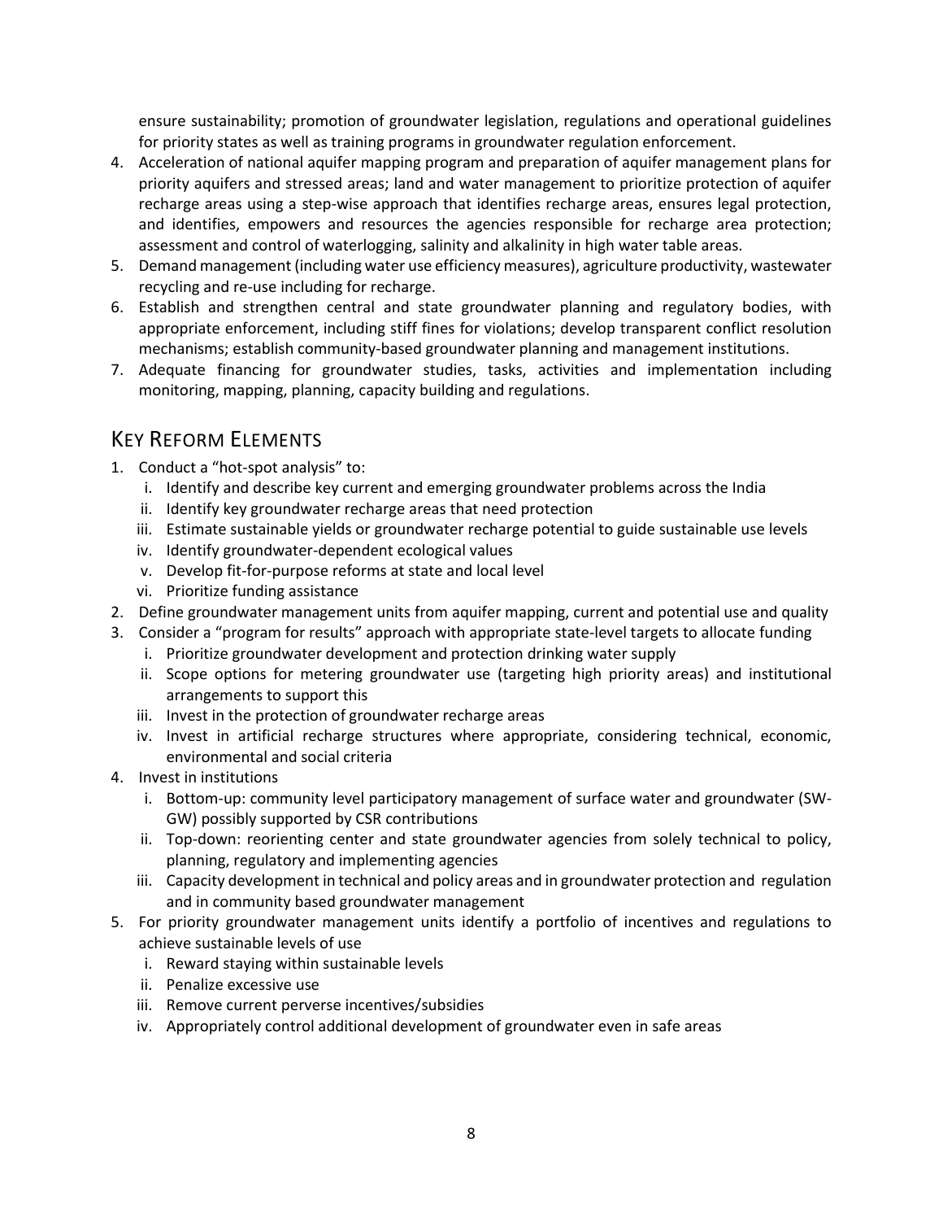ensure sustainability; promotion of groundwater legislation, regulations and operational guidelines for priority states as well as training programs in groundwater regulation enforcement.

4. Acceleration of national aquifer mapping program and preparation of aquifer management plans for priority aquifers and stressed areas; land and water management to prioritize protection of aquifer recharge areas using a step-wise approach that identifies recharge areas, ensures legal protection, and identifies, empowers and resources the agencies responsible for recharge area protection; assessment and control of waterlogging, salinity and alkalinity in high water table areas.
5. Demand management (including water use efficiency measures), agriculture productivity, wastewater recycling and re-use including for recharge.
6. Establish and strengthen central and state groundwater planning and regulatory bodies, with appropriate enforcement, including stiff fines for violations; develop transparent conflict resolution mechanisms; establish community-based groundwater planning and management institutions.
7. Adequate financing for groundwater studies, tasks, activities and implementation including monitoring, mapping, planning, capacity building and regulations.

## Key Reform Elements

1. Conduct a "hot-spot analysis" to:
   i. Identify and describe key current and emerging groundwater problems across the India
   ii. Identify key groundwater recharge areas that need protection
   iii. Estimate sustainable yields or groundwater recharge potential to guide sustainable use levels
   iv. Identify groundwater-dependent ecological values
   v. Develop fit-for-purpose reforms at state and local level
   vi. Prioritize funding assistance
2. Define groundwater management units from aquifer mapping, current and potential use and quality
3. Consider a "program for results" approach with appropriate state-level targets to allocate funding
   i. Prioritize groundwater development and protection drinking water supply
   ii. Scope options for metering groundwater use (targeting high priority areas) and institutional arrangements to support this
   iii. Invest in the protection of groundwater recharge areas
   iv. Invest in artificial recharge structures where appropriate, considering technical, economic, environmental and social criteria
4. Invest in institutions
   i. Bottom-up: community level participatory management of surface water and groundwater (SW-GW) possibly supported by CSR contributions
   ii. Top-down: reorienting center and state groundwater agencies from solely technical to policy, planning, regulatory and implementing agencies
   iii. Capacity development in technical and policy areas and in groundwater protection and regulation and in community based groundwater management
5. For priority groundwater management units identify a portfolio of incentives and regulations to achieve sustainable levels of use
   i. Reward staying within sustainable levels
   ii. Penalize excessive use
   iii. Remove current perverse incentives/subsidies
   iv. Appropriately control additional development of groundwater even in safe areas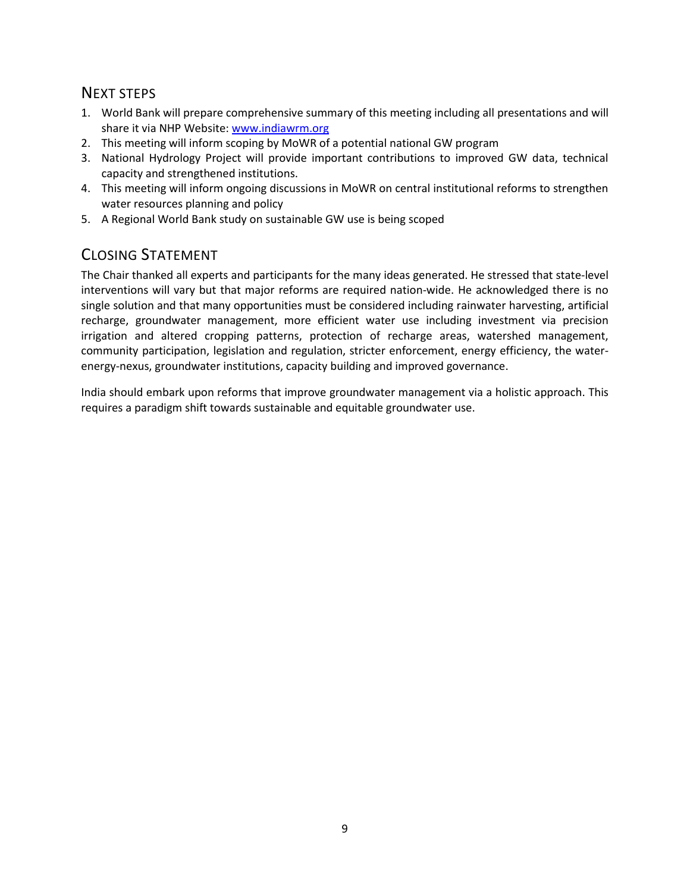## Next steps

1. World Bank will prepare comprehensive summary of this meeting including all presentations and will share it via NHP Website: [www.indiawrm.org](http://www.indiawrm.org)
2. This meeting will inform scoping by MoWR of a potential national GW program
3. National Hydrology Project will provide important contributions to improved GW data, technical capacity and strengthened institutions.
4. This meeting will inform ongoing discussions in MoWR on central institutional reforms to strengthen water resources planning and policy
5. A Regional World Bank study on sustainable GW use is being scoped

## Closing Statement

The Chair thanked all experts and participants for the many ideas generated. He stressed that state-level interventions will vary but that major reforms are required nation-wide. He acknowledged there is no single solution and that many opportunities must be considered including rainwater harvesting, artificial recharge, groundwater management, more efficient water use including investment via precision irrigation and altered cropping patterns, protection of recharge areas, watershed management, community participation, legislation and regulation, stricter enforcement, energy efficiency, the water-energy-nexus, groundwater institutions, capacity building and improved governance.

India should embark upon reforms that improve groundwater management via a holistic approach. This requires a paradigm shift towards sustainable and equitable groundwater use.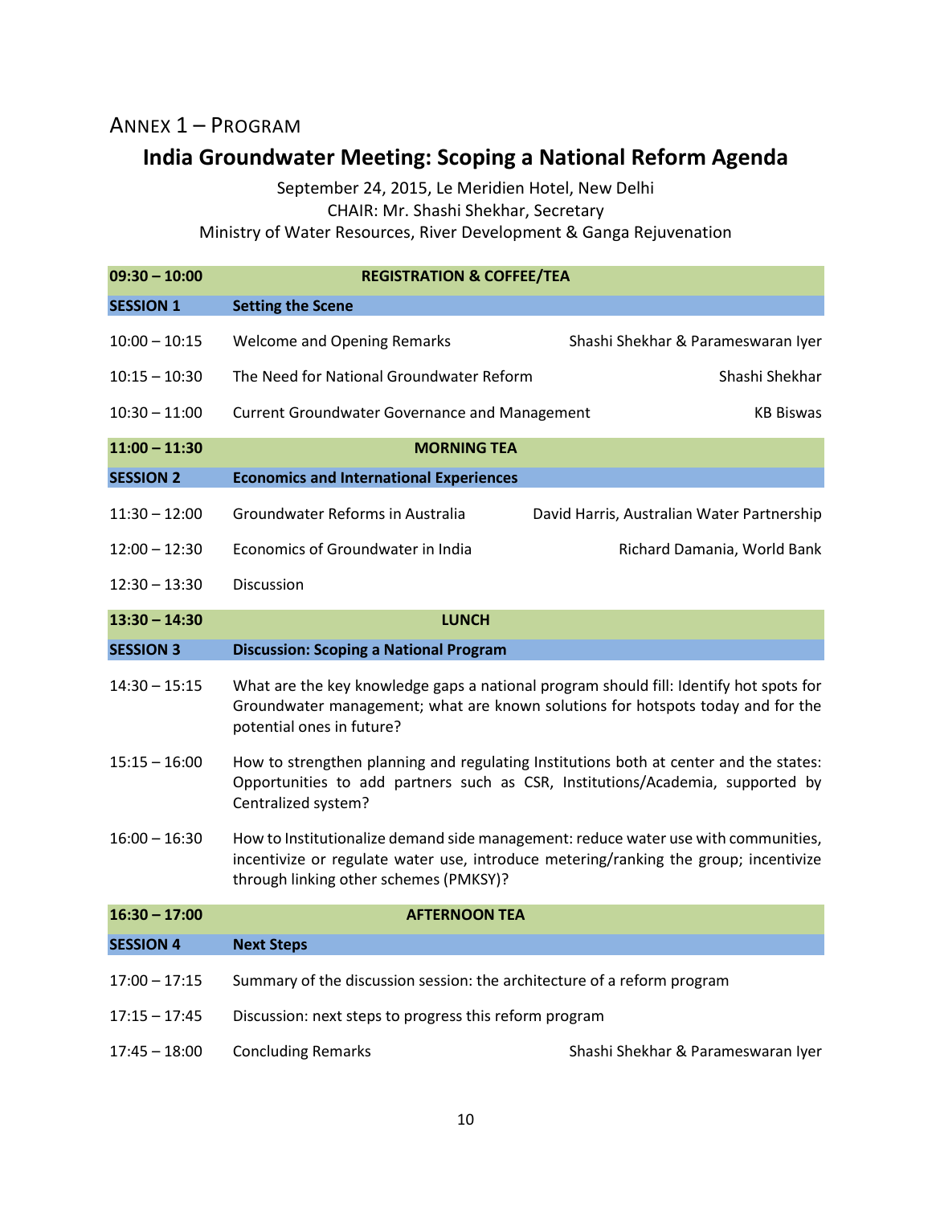## Annex 1 – Program

# India Groundwater Meeting: Scoping a National Reform Agenda

September 24, 2015, Le Meridien Hotel, New Delhi
CHAIR: Mr. Shashi Shekhar, Secretary
Ministry of Water Resources, River Development & Ganga Rejuvenation

| **09:30 – 10:00** | **REGISTRATION & COFFEE/TEA** | |
|---|---|---|
| **SESSION 1** | **Setting the Scene** | |
| 10:00 – 10:15 | Welcome and Opening Remarks | Shashi Shekhar & Parameswaran Iyer |
| 10:15 – 10:30 | The Need for National Groundwater Reform | Shashi Shekhar |
| 10:30 – 11:00 | Current Groundwater Governance and Management | KB Biswas |
| **11:00 – 11:30** | **MORNING TEA** | |
| **SESSION 2** | **Economics and International Experiences** | |
| 11:30 – 12:00 | Groundwater Reforms in Australia | David Harris, Australian Water Partnership |
| 12:00 – 12:30 | Economics of Groundwater in India | Richard Damania, World Bank |
| 12:30 – 13:30 | Discussion | |
| **13:30 – 14:30** | **LUNCH** | |
| **SESSION 3** | **Discussion: Scoping a National Program** | |
| 14:30 – 15:15 | What are the key knowledge gaps a national program should fill: Identify hot spots for Groundwater management; what are known solutions for hotspots today and for the potential ones in future? | |
| 15:15 – 16:00 | How to strengthen planning and regulating Institutions both at center and the states: Opportunities to add partners such as CSR, Institutions/Academia, supported by Centralized system? | |
| 16:00 – 16:30 | How to Institutionalize demand side management: reduce water use with communities, incentivize or regulate water use, introduce metering/ranking the group; incentivize through linking other schemes (PMKSY)? | |
| **16:30 – 17:00** | **AFTERNOON TEA** | |
| **SESSION 4** | **Next Steps** | |
| 17:00 – 17:15 | Summary of the discussion session: the architecture of a reform program | |
| 17:15 – 17:45 | Discussion: next steps to progress this reform program | |
| 17:45 – 18:00 | Concluding Remarks | Shashi Shekhar & Parameswaran Iyer |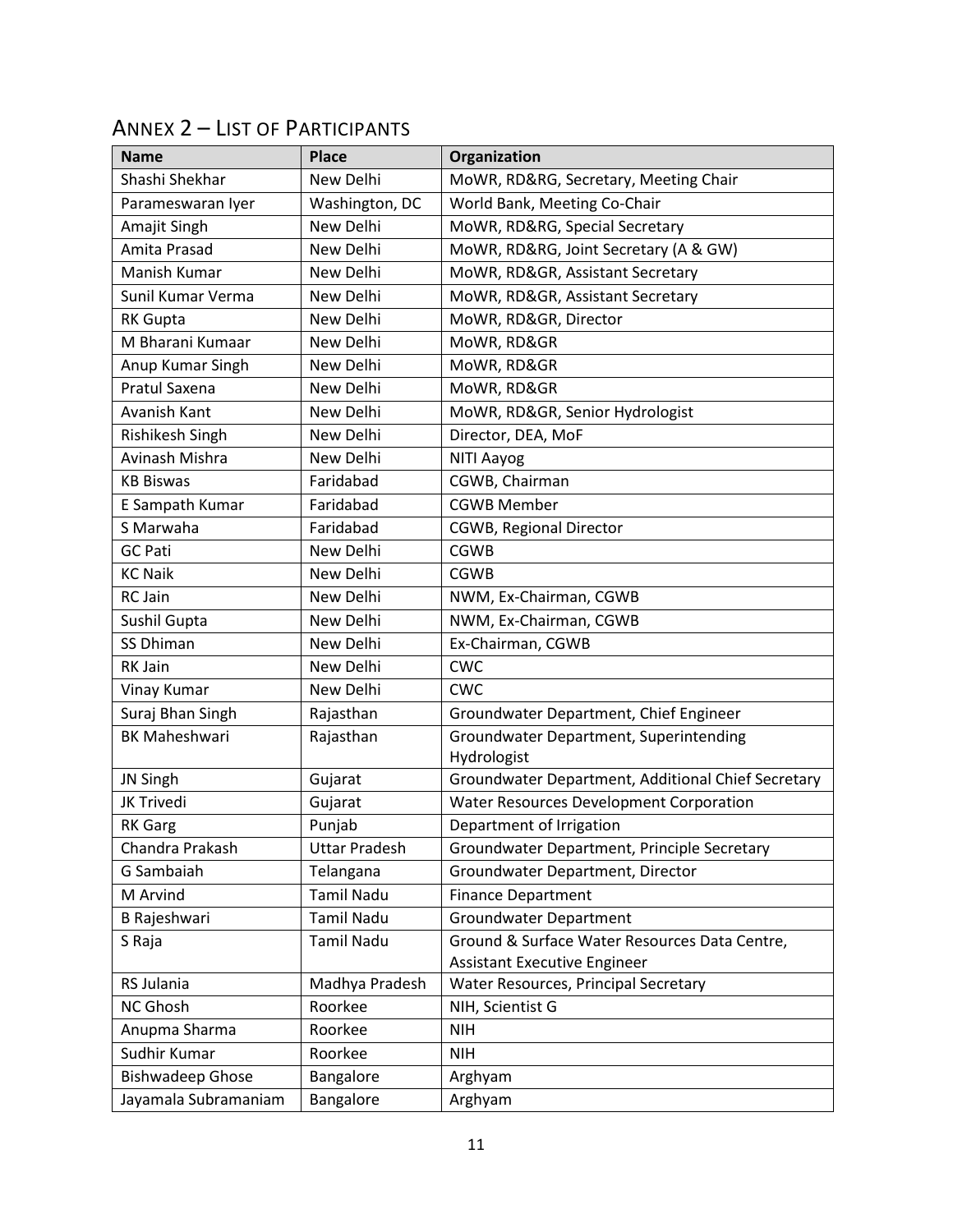## ANNEX 2 – LIST OF PARTICIPANTS

| Name | Place | Organization |
|---|---|---|
| Shashi Shekhar | New Delhi | MoWR, RD&RG, Secretary, Meeting Chair |
| Parameswaran Iyer | Washington, DC | World Bank, Meeting Co-Chair |
| Amajit Singh | New Delhi | MoWR, RD&RG, Special Secretary |
| Amita Prasad | New Delhi | MoWR, RD&RG, Joint Secretary (A & GW) |
| Manish Kumar | New Delhi | MoWR, RD&GR, Assistant Secretary |
| Sunil Kumar Verma | New Delhi | MoWR, RD&GR, Assistant Secretary |
| RK Gupta | New Delhi | MoWR, RD&GR, Director |
| M Bharani Kumaar | New Delhi | MoWR, RD&GR |
| Anup Kumar Singh | New Delhi | MoWR, RD&GR |
| Pratul Saxena | New Delhi | MoWR, RD&GR |
| Avanish Kant | New Delhi | MoWR, RD&GR, Senior Hydrologist |
| Rishikesh Singh | New Delhi | Director, DEA, MoF |
| Avinash Mishra | New Delhi | NITI Aayog |
| KB Biswas | Faridabad | CGWB, Chairman |
| E Sampath Kumar | Faridabad | CGWB Member |
| S Marwaha | Faridabad | CGWB, Regional Director |
| GC Pati | New Delhi | CGWB |
| KC Naik | New Delhi | CGWB |
| RC Jain | New Delhi | NWM, Ex-Chairman, CGWB |
| Sushil Gupta | New Delhi | NWM, Ex-Chairman, CGWB |
| SS Dhiman | New Delhi | Ex-Chairman, CGWB |
| RK Jain | New Delhi | CWC |
| Vinay Kumar | New Delhi | CWC |
| Suraj Bhan Singh | Rajasthan | Groundwater Department, Chief Engineer |
| BK Maheshwari | Rajasthan | Groundwater Department, Superintending Hydrologist |
| JN Singh | Gujarat | Groundwater Department, Additional Chief Secretary |
| JK Trivedi | Gujarat | Water Resources Development Corporation |
| RK Garg | Punjab | Department of Irrigation |
| Chandra Prakash | Uttar Pradesh | Groundwater Department, Principle Secretary |
| G Sambaiah | Telangana | Groundwater Department, Director |
| M Arvind | Tamil Nadu | Finance Department |
| B Rajeshwari | Tamil Nadu | Groundwater Department |
| S Raja | Tamil Nadu | Ground & Surface Water Resources Data Centre, Assistant Executive Engineer |
| RS Julania | Madhya Pradesh | Water Resources, Principal Secretary |
| NC Ghosh | Roorkee | NIH, Scientist G |
| Anupma Sharma | Roorkee | NIH |
| Sudhir Kumar | Roorkee | NIH |
| Bishwadeep Ghose | Bangalore | Arghyam |
| Jayamala Subramaniam | Bangalore | Arghyam |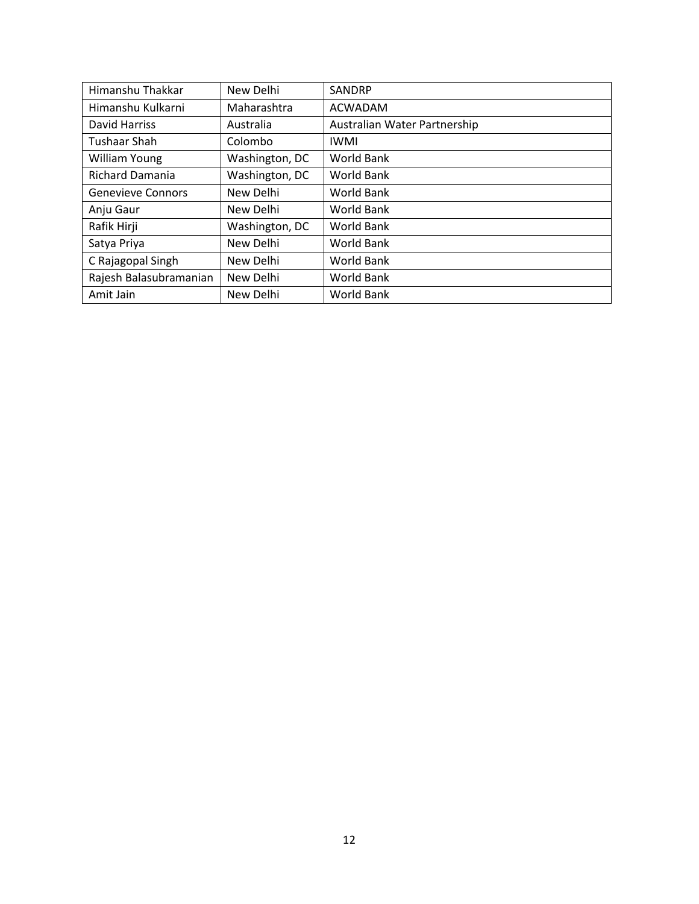| | | |
|---|---|---|
| Himanshu Thakkar | New Delhi | SANDRP |
| Himanshu Kulkarni | Maharashtra | ACWADAM |
| David Harriss | Australia | Australian Water Partnership |
| Tushaar Shah | Colombo | IWMI |
| William Young | Washington, DC | World Bank |
| Richard Damania | Washington, DC | World Bank |
| Genevieve Connors | New Delhi | World Bank |
| Anju Gaur | New Delhi | World Bank |
| Rafik Hirji | Washington, DC | World Bank |
| Satya Priya | New Delhi | World Bank |
| C Rajagopal Singh | New Delhi | World Bank |
| Rajesh Balasubramanian | New Delhi | World Bank |
| Amit Jain | New Delhi | World Bank |